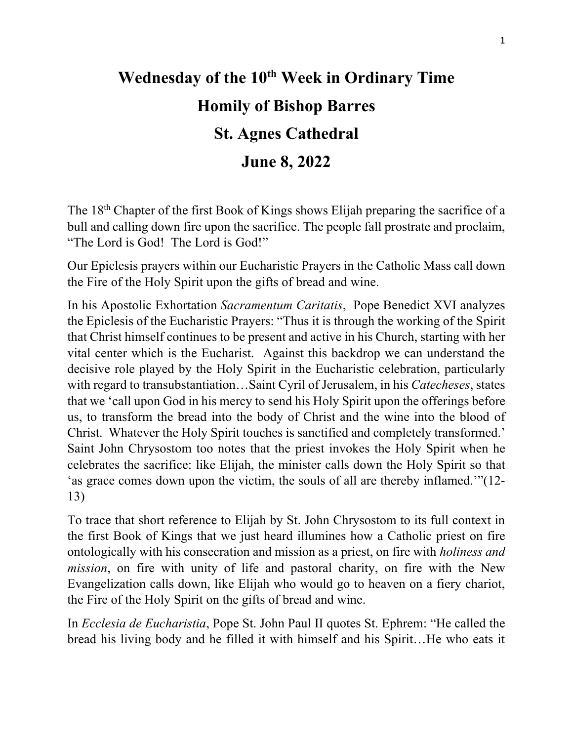# Wednesday of the 10th Week in Ordinary Time

# Homily of Bishop Barres

# St. Agnes Cathedral

# June 8, 2022

The 18th Chapter of the first Book of Kings shows Elijah preparing the sacrifice of a bull and calling down fire upon the sacrifice. The people fall prostrate and proclaim, "The Lord is God! The Lord is God!"

Our Epiclesis prayers within our Eucharistic Prayers in the Catholic Mass call down the Fire of the Holy Spirit upon the gifts of bread and wine.

In his Apostolic Exhortation *Sacramentum Caritatis*, Pope Benedict XVI analyzes the Epiclesis of the Eucharistic Prayers: "Thus it is through the working of the Spirit that Christ himself continues to be present and active in his Church, starting with her vital center which is the Eucharist. Against this backdrop we can understand the decisive role played by the Holy Spirit in the Eucharistic celebration, particularly with regard to transubstantiation…Saint Cyril of Jerusalem, in his *Catecheses*, states that we 'call upon God in his mercy to send his Holy Spirit upon the offerings before us, to transform the bread into the body of Christ and the wine into the blood of Christ. Whatever the Holy Spirit touches is sanctified and completely transformed.' Saint John Chrysostom too notes that the priest invokes the Holy Spirit when he celebrates the sacrifice: like Elijah, the minister calls down the Holy Spirit so that 'as grace comes down upon the victim, the souls of all are thereby inflamed.'"(12-13)

To trace that short reference to Elijah by St. John Chrysostom to its full context in the first Book of Kings that we just heard illumines how a Catholic priest on fire ontologically with his consecration and mission as a priest, on fire with *holiness and mission*, on fire with unity of life and pastoral charity, on fire with the New Evangelization calls down, like Elijah who would go to heaven on a fiery chariot, the Fire of the Holy Spirit on the gifts of bread and wine.

In *Ecclesia de Eucharistia*, Pope St. John Paul II quotes St. Ephrem: "He called the bread his living body and he filled it with himself and his Spirit…He who eats it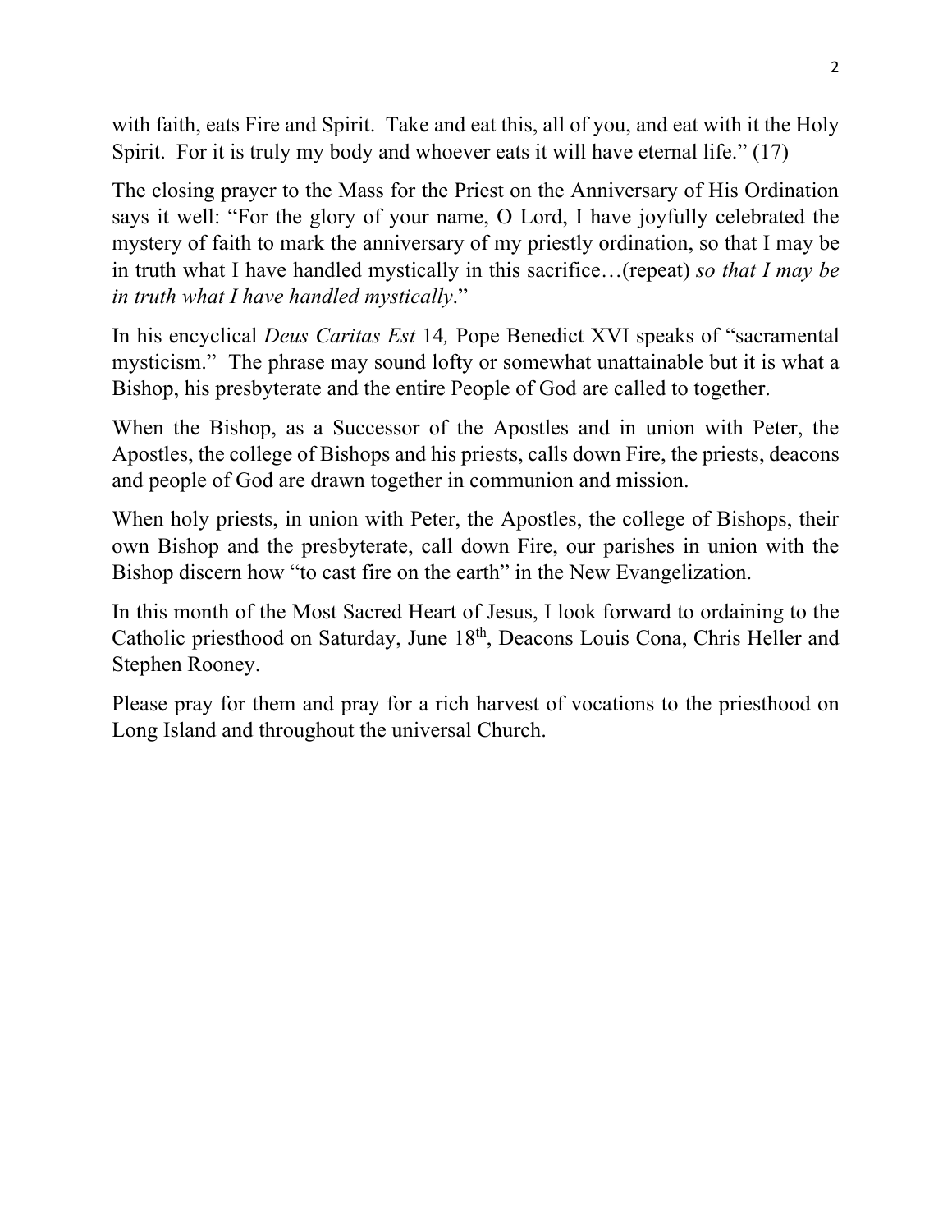with faith, eats Fire and Spirit. Take and eat this, all of you, and eat with it the Holy Spirit. For it is truly my body and whoever eats it will have eternal life." (17)

The closing prayer to the Mass for the Priest on the Anniversary of His Ordination says it well: "For the glory of your name, O Lord, I have joyfully celebrated the mystery of faith to mark the anniversary of my priestly ordination, so that I may be in truth what I have handled mystically in this sacrifice…(repeat) *so that I may be in truth what I have handled mystically*."

In his encyclical *Deus Caritas Est* 14*,* Pope Benedict XVI speaks of "sacramental mysticism." The phrase may sound lofty or somewhat unattainable but it is what a Bishop, his presbyterate and the entire People of God are called to together.

When the Bishop, as a Successor of the Apostles and in union with Peter, the Apostles, the college of Bishops and his priests, calls down Fire, the priests, deacons and people of God are drawn together in communion and mission.

When holy priests, in union with Peter, the Apostles, the college of Bishops, their own Bishop and the presbyterate, call down Fire, our parishes in union with the Bishop discern how "to cast fire on the earth" in the New Evangelization.

In this month of the Most Sacred Heart of Jesus, I look forward to ordaining to the Catholic priesthood on Saturday, June 18th, Deacons Louis Cona, Chris Heller and Stephen Rooney.

Please pray for them and pray for a rich harvest of vocations to the priesthood on Long Island and throughout the universal Church.